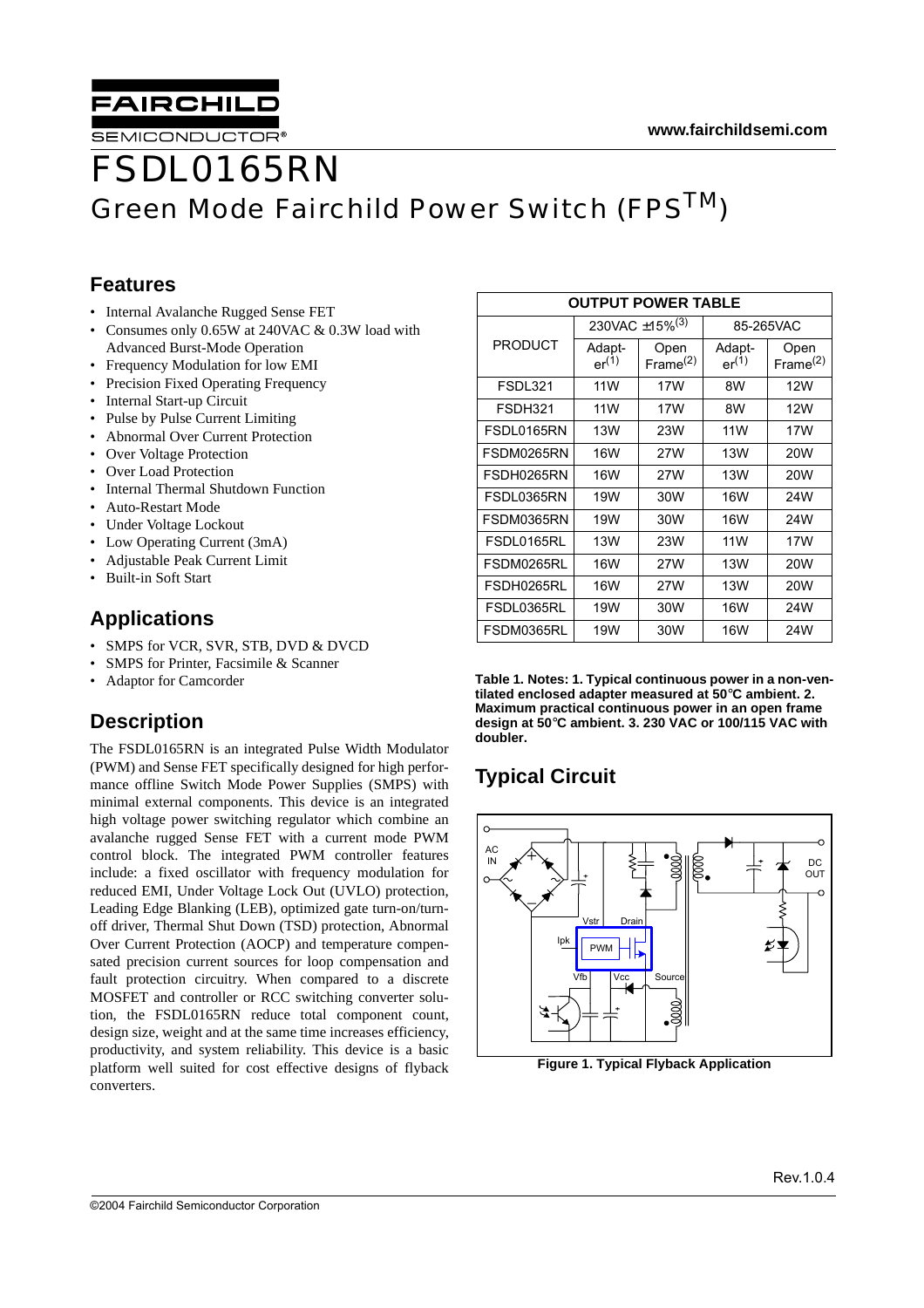# FSDL0165RN

## Green Mode Fairchild Power Switch (FPS™)

### Features

- Internal Avalanche Rugged Sense FET
- Consumes only 0.65W at 240VAC & 0.3W load with Advanced Burst-Mode Operation
- Frequency Modulation for low EMI
- Precision Fixed Operating Frequency
- Internal Start-up Circuit
- Pulse by Pulse Current Limiting
- Abnormal Over Current Protection
- Over Voltage Protection
- Over Load Protection
- Internal Thermal Shutdown Function
- Auto-Restart Mode
- Under Voltage Lockout
- Low Operating Current (3mA)
- Adjustable Peak Current Limit
- Built-in Soft Start

### Applications

- SMPS for VCR, SVR, STB, DVD & DVCD
- SMPS for Printer, Facsimile & Scanner
- Adaptor for Camcorder

### Description

The FSDL0165RN is an integrated Pulse Width Modulator (PWM) and Sense FET specifically designed for high performance offline Switch Mode Power Supplies (SMPS) with minimal external components. This device is an integrated high voltage power switching regulator which combine an avalanche rugged Sense FET with a current mode PWM control block. The integrated PWM controller features include: a fixed oscillator with frequency modulation for reduced EMI, Under Voltage Lock Out (UVLO) protection, Leading Edge Blanking (LEB), optimized gate turn-on/turn-off driver, Thermal Shut Down (TSD) protection, Abnormal Over Current Protection (AOCP) and temperature compensated precision current sources for loop compensation and fault protection circuitry. When compared to a discrete MOSFET and controller or RCC switching converter solution, the FSDL0165RN reduce total component count, design size, weight and at the same time increases efficiency, productivity, and system reliability. This device is a basic platform well suited for cost effective designs of flyback converters.

| OUTPUT POWER TABLE | | | | |
|---|---|---|---|---|
| PRODUCT | 230VAC ±15%(3) | | 85-265VAC | |
| | Adapter(1) | Open Frame(2) | Adapter(1) | Open Frame(2) |
| FSDL321 | 11W | 17W | 8W | 12W |
| FSDH321 | 11W | 17W | 8W | 12W |
| FSDL0165RN | 13W | 23W | 11W | 17W |
| FSDM0265RN | 16W | 27W | 13W | 20W |
| FSDH0265RN | 16W | 27W | 13W | 20W |
| FSDL0365RN | 19W | 30W | 16W | 24W |
| FSDM0365RN | 19W | 30W | 16W | 24W |
| FSDL0165RL | 13W | 23W | 11W | 17W |
| FSDM0265RL | 16W | 27W | 13W | 20W |
| FSDH0265RL | 16W | 27W | 13W | 20W |
| FSDL0365RL | 19W | 30W | 16W | 24W |
| FSDM0365RL | 19W | 30W | 16W | 24W |

**Table 1. Notes: 1. Typical continuous power in a non-ventilated enclosed adapter measured at 50°C ambient. 2. Maximum practical continuous power in an open frame design at 50°C ambient. 3. 230 VAC or 100/115 VAC with doubler.**

### Typical Circuit

**Figure 1. Typical Flyback Application**

Rev.1.0.4

©2004 Fairchild Semiconductor Corporation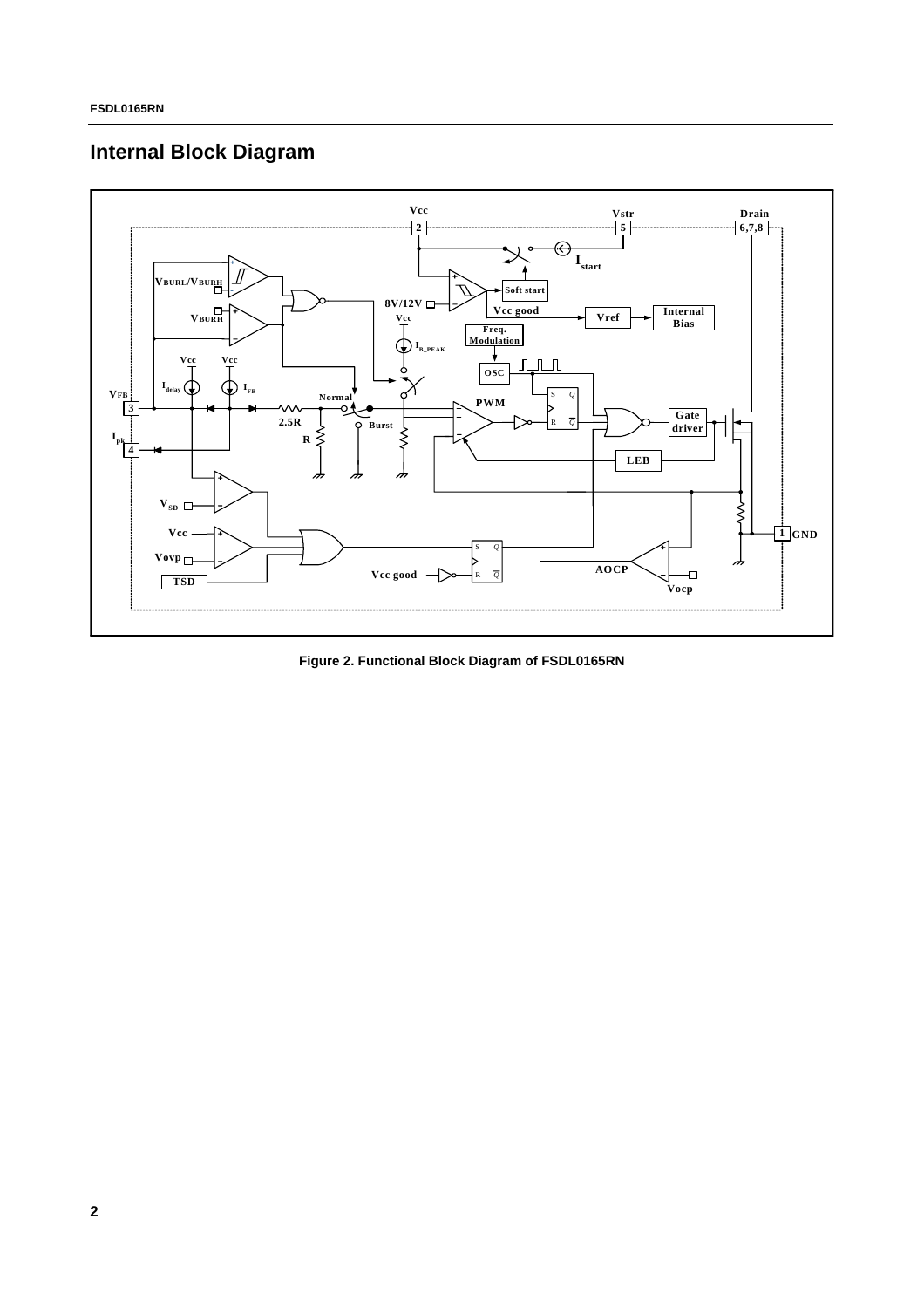## Internal Block Diagram

Figure 2. Functional Block Diagram of FSDL0165RN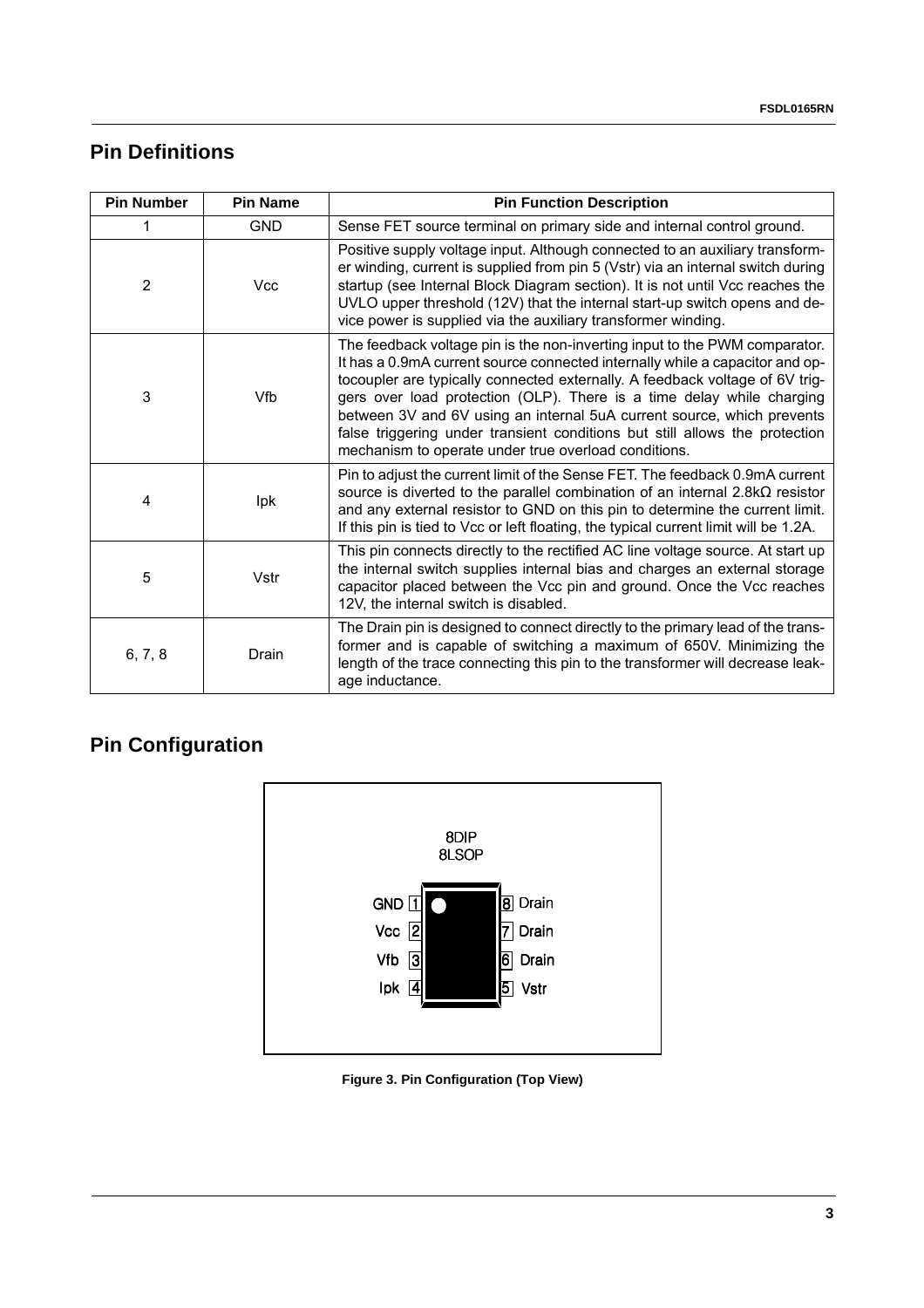## Pin Definitions

| Pin Number | Pin Name | Pin Function Description |
|---|---|---|
| 1 | GND | Sense FET source terminal on primary side and internal control ground. |
| 2 | Vcc | Positive supply voltage input. Although connected to an auxiliary transformer winding, current is supplied from pin 5 (Vstr) via an internal switch during startup (see Internal Block Diagram section). It is not until Vcc reaches the UVLO upper threshold (12V) that the internal start-up switch opens and device power is supplied via the auxiliary transformer winding. |
| 3 | Vfb | The feedback voltage pin is the non-inverting input to the PWM comparator. It has a 0.9mA current source connected internally while a capacitor and optocoupler are typically connected externally. A feedback voltage of 6V triggers over load protection (OLP). There is a time delay while charging between 3V and 6V using an internal 5uA current source, which prevents false triggering under transient conditions but still allows the protection mechanism to operate under true overload conditions. |
| 4 | Ipk | Pin to adjust the current limit of the Sense FET. The feedback 0.9mA current source is diverted to the parallel combination of an internal 2.8kΩ resistor and any external resistor to GND on this pin to determine the current limit. If this pin is tied to Vcc or left floating, the typical current limit will be 1.2A. |
| 5 | Vstr | This pin connects directly to the rectified AC line voltage source. At start up the internal switch supplies internal bias and charges an external storage capacitor placed between the Vcc pin and ground. Once the Vcc reaches 12V, the internal switch is disabled. |
| 6, 7, 8 | Drain | The Drain pin is designed to connect directly to the primary lead of the transformer and is capable of switching a maximum of 650V. Minimizing the length of the trace connecting this pin to the transformer will decrease leakage inductance. |

## Pin Configuration

8DIP
8LSOP

GND 1 — 8 Drain
Vcc 2 — 7 Drain
Vfb 3 — 6 Drain
Ipk 4 — 5 Vstr

**Figure 3. Pin Configuration (Top View)**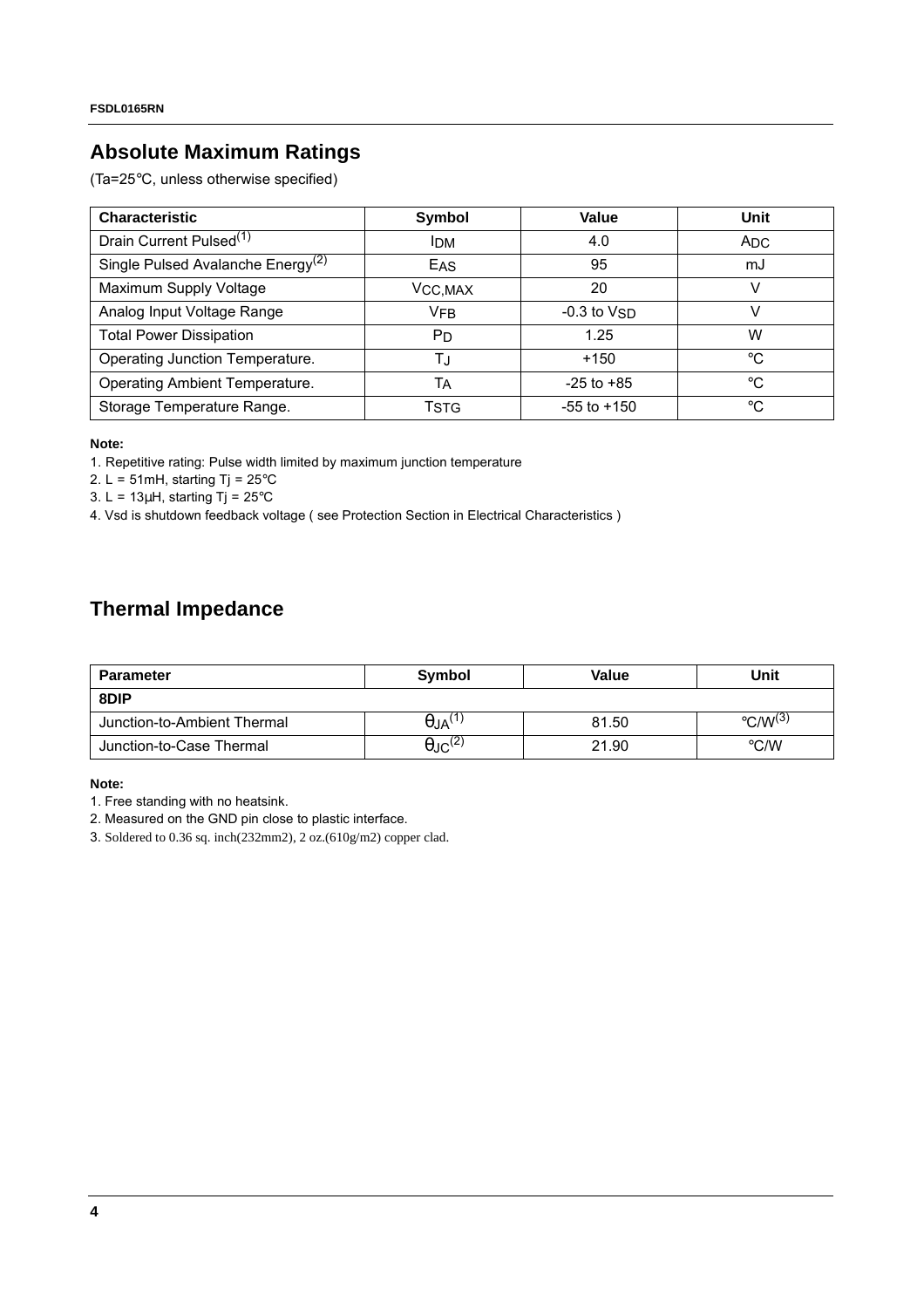## Absolute Maximum Ratings

(Ta=25°C, unless otherwise specified)

| Characteristic | Symbol | Value | Unit |
|---|---|---|---|
| Drain Current Pulsed[(1)] | $I_{DM}$ | 4.0 | $A_{DC}$ |
| Single Pulsed Avalanche Energy[(2)] | $E_{AS}$ | 95 | mJ |
| Maximum Supply Voltage | $V_{CC,MAX}$ | 20 | V |
| Analog Input Voltage Range | $V_{FB}$ | -0.3 to $V_{SD}$ | V |
| Total Power Dissipation | $P_D$ | 1.25 | W |
| Operating Junction Temperature. | $T_J$ | +150 | °C |
| Operating Ambient Temperature. | $T_A$ | -25 to +85 | °C |
| Storage Temperature Range. | $T_{STG}$ | -55 to +150 | °C |

**Note:**

1. Repetitive rating: Pulse width limited by maximum junction temperature
2. L = 51mH, starting Tj = 25°C
3. L = 13µH, starting Tj = 25°C
4. Vsd is shutdown feedback voltage ( see Protection Section in Electrical Characteristics )

## Thermal Impedance

| Parameter | Symbol | Value | Unit |
|---|---|---|---|
| **8DIP** | | | |
| Junction-to-Ambient Thermal | $\theta_{JA}$[(1)] | 81.50 | °C/W[(3)] |
| Junction-to-Case Thermal | $\theta_{JC}$[(2)] | 21.90 | °C/W |

**Note:**

1. Free standing with no heatsink.
2. Measured on the GND pin close to plastic interface.
3. Soldered to 0.36 sq. inch(232mm2), 2 oz.(610g/m2) copper clad.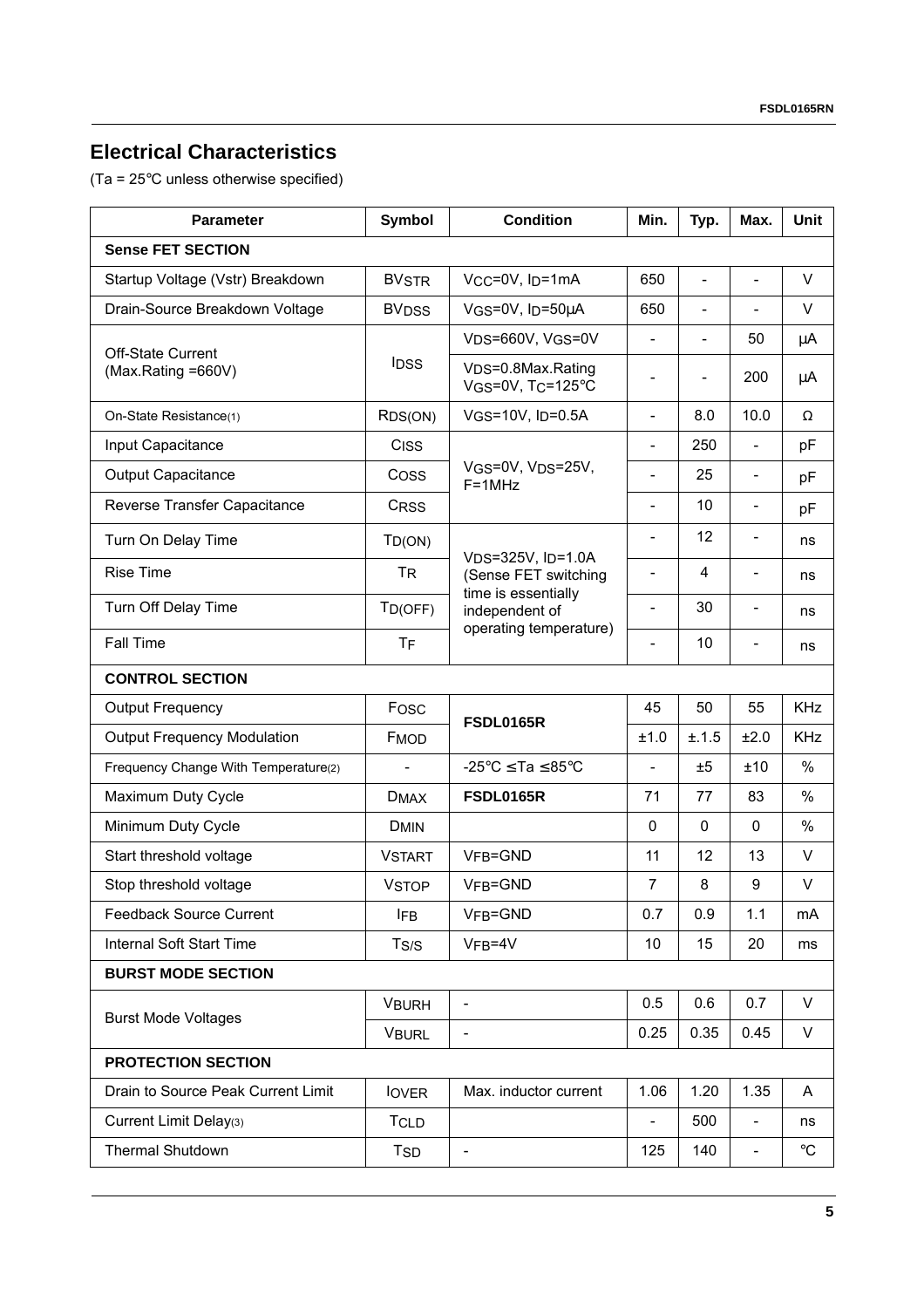## Electrical Characteristics

(Ta = 25°C unless otherwise specified)

| Parameter | Symbol | Condition | Min. | Typ. | Max. | Unit |
|---|---|---|---|---|---|---|
| **Sense FET SECTION** | | | | | | |
| Startup Voltage (Vstr) Breakdown | $BV_{STR}$ | $V_{CC}$=0V, $I_D$=1mA | 650 | - | - | V |
| Drain-Source Breakdown Voltage | $BV_{DSS}$ | $V_{GS}$=0V, $I_D$=50μA | 650 | - | - | V |
| Off-State Current (Max.Rating =660V) | $I_{DSS}$ | $V_{DS}$=660V, $V_{GS}$=0V | - | - | 50 | μA |
| | | $V_{DS}$=0.8Max.Rating $V_{GS}$=0V, $T_C$=125°C | - | - | 200 | μA |
| On-State Resistance(1) | $R_{DS(ON)}$ | $V_{GS}$=10V, $I_D$=0.5A | - | 8.0 | 10.0 | Ω |
| Input Capacitance | $C_{ISS}$ | $V_{GS}$=0V, $V_{DS}$=25V, F=1MHz | - | 250 | - | pF |
| Output Capacitance | $C_{OSS}$ | | - | 25 | - | pF |
| Reverse Transfer Capacitance | $C_{RSS}$ | | - | 10 | - | pF |
| Turn On Delay Time | $T_{D(ON)}$ | $V_{DS}$=325V, $I_D$=1.0A (Sense FET switching time is essentially independent of operating temperature) | - | 12 | - | ns |
| Rise Time | $T_R$ | | - | 4 | - | ns |
| Turn Off Delay Time | $T_{D(OFF)}$ | | - | 30 | - | ns |
| Fall Time | $T_F$ | | - | 10 | - | ns |
| **CONTROL SECTION** | | | | | | |
| Output Frequency | $F_{OSC}$ | **FSDL0165R** | 45 | 50 | 55 | KHz |
| Output Frequency Modulation | $F_{MOD}$ | | ±1.0 | ±.1.5 | ±2.0 | KHz |
| Frequency Change With Temperature(2) | - | -25°C ≤Ta ≤85°C | - | ±5 | ±10 | % |
| Maximum Duty Cycle | $D_{MAX}$ | **FSDL0165R** | 71 | 77 | 83 | % |
| Minimum Duty Cycle | $D_{MIN}$ | | 0 | 0 | 0 | % |
| Start threshold voltage | $V_{START}$ | $V_{FB}$=GND | 11 | 12 | 13 | V |
| Stop threshold voltage | $V_{STOP}$ | $V_{FB}$=GND | 7 | 8 | 9 | V |
| Feedback Source Current | $I_{FB}$ | $V_{FB}$=GND | 0.7 | 0.9 | 1.1 | mA |
| Internal Soft Start Time | $T_{S/S}$ | $V_{FB}$=4V | 10 | 15 | 20 | ms |
| **BURST MODE SECTION** | | | | | | |
| Burst Mode Voltages | $V_{BURH}$ | - | 0.5 | 0.6 | 0.7 | V |
| | $V_{BURL}$ | - | 0.25 | 0.35 | 0.45 | V |
| **PROTECTION SECTION** | | | | | | |
| Drain to Source Peak Current Limit | $I_{OVER}$ | Max. inductor current | 1.06 | 1.20 | 1.35 | A |
| Current Limit Delay(3) | $T_{CLD}$ | | - | 500 | - | ns |
| Thermal Shutdown | $T_{SD}$ | - | 125 | 140 | - | °C |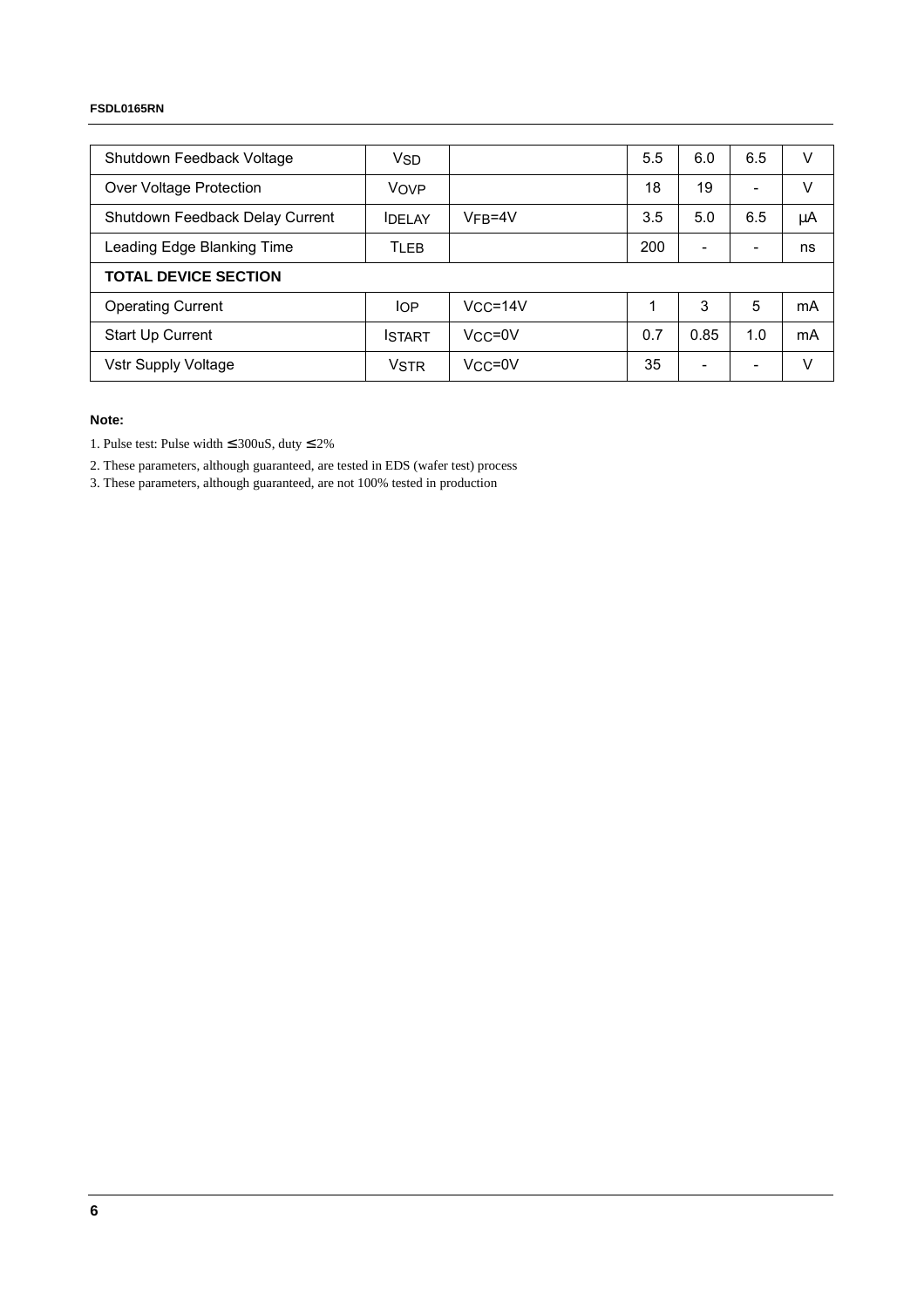| | | | | | | |
|---|---|---|---|---|---|---|
| Shutdown Feedback Voltage | $V_{SD}$ | | 5.5 | 6.0 | 6.5 | V |
| Over Voltage Protection | $V_{OVP}$ | | 18 | 19 | - | V |
| Shutdown Feedback Delay Current | $I_{DELAY}$ | $V_{FB}$=4V | 3.5 | 5.0 | 6.5 | μA |
| Leading Edge Blanking Time | $T_{LEB}$ | | 200 | - | - | ns |
| **TOTAL DEVICE SECTION** | | | | | | |
| Operating Current | $I_{OP}$ | $V_{CC}$=14V | 1 | 3 | 5 | mA |
| Start Up Current | $I_{START}$ | $V_{CC}$=0V | 0.7 | 0.85 | 1.0 | mA |
| Vstr Supply Voltage | $V_{STR}$ | $V_{CC}$=0V | 35 | - | - | V |

**Note:**

1. Pulse test: Pulse width ≤ 300uS, duty ≤ 2%
2. These parameters, although guaranteed, are tested in EDS (wafer test) process
3. These parameters, although guaranteed, are not 100% tested in production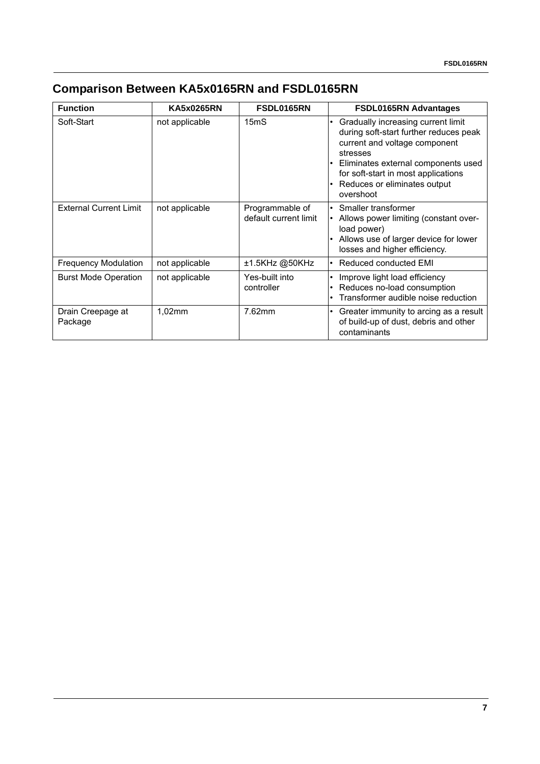## Comparison Between KA5x0165RN and FSDL0165RN

| Function | KA5x0265RN | FSDL0165RN | FSDL0165RN Advantages |
|---|---|---|---|
| Soft-Start | not applicable | 15mS | • Gradually increasing current limit during soft-start further reduces peak current and voltage component stresses<br>• Eliminates external components used for soft-start in most applications<br>• Reduces or eliminates output overshoot |
| External Current Limit | not applicable | Programmable of default current limit | • Smaller transformer<br>• Allows power limiting (constant over-load power)<br>• Allows use of larger device for lower losses and higher efficiency. |
| Frequency Modulation | not applicable | ±1.5KHz @50KHz | • Reduced conducted EMI |
| Burst Mode Operation | not applicable | Yes-built into controller | • Improve light load efficiency<br>• Reduces no-load consumption<br>• Transformer audible noise reduction |
| Drain Creepage at Package | 1,02mm | 7.62mm | • Greater immunity to arcing as a result of build-up of dust, debris and other contaminants |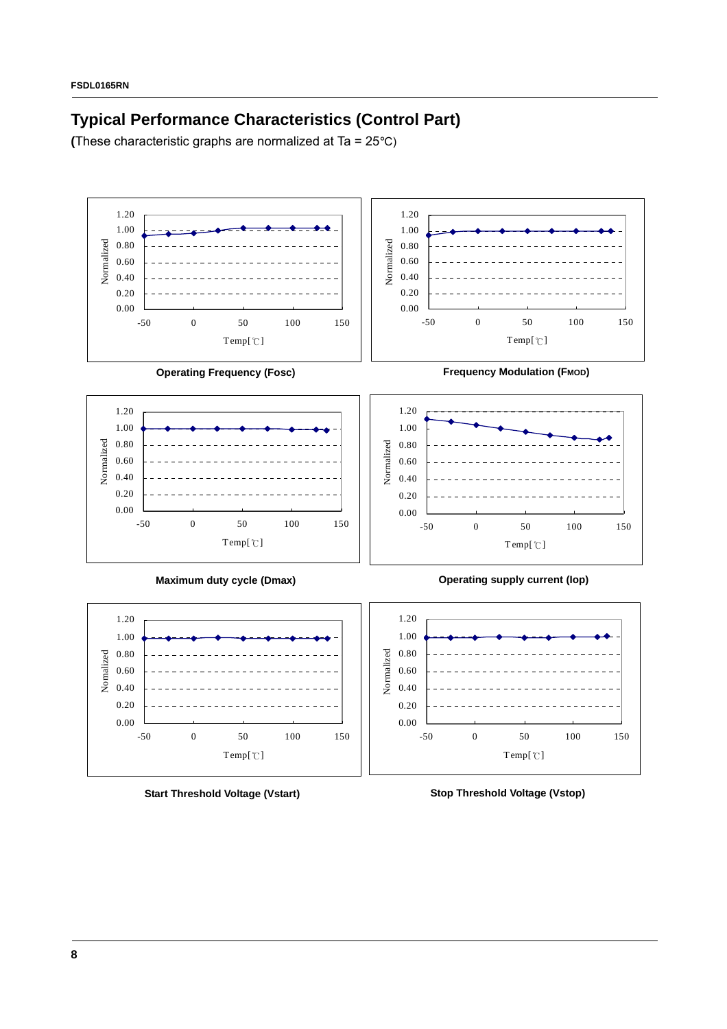## Typical Performance Characteristics (Control Part)

(These characteristic graphs are normalized at Ta = 25°C)

Operating Frequency (Fosc)

Frequency Modulation (FMOD)

Maximum duty cycle (Dmax)

Operating supply current (Iop)

Start Threshold Voltage (Vstart)

Stop Threshold Voltage (Vstop)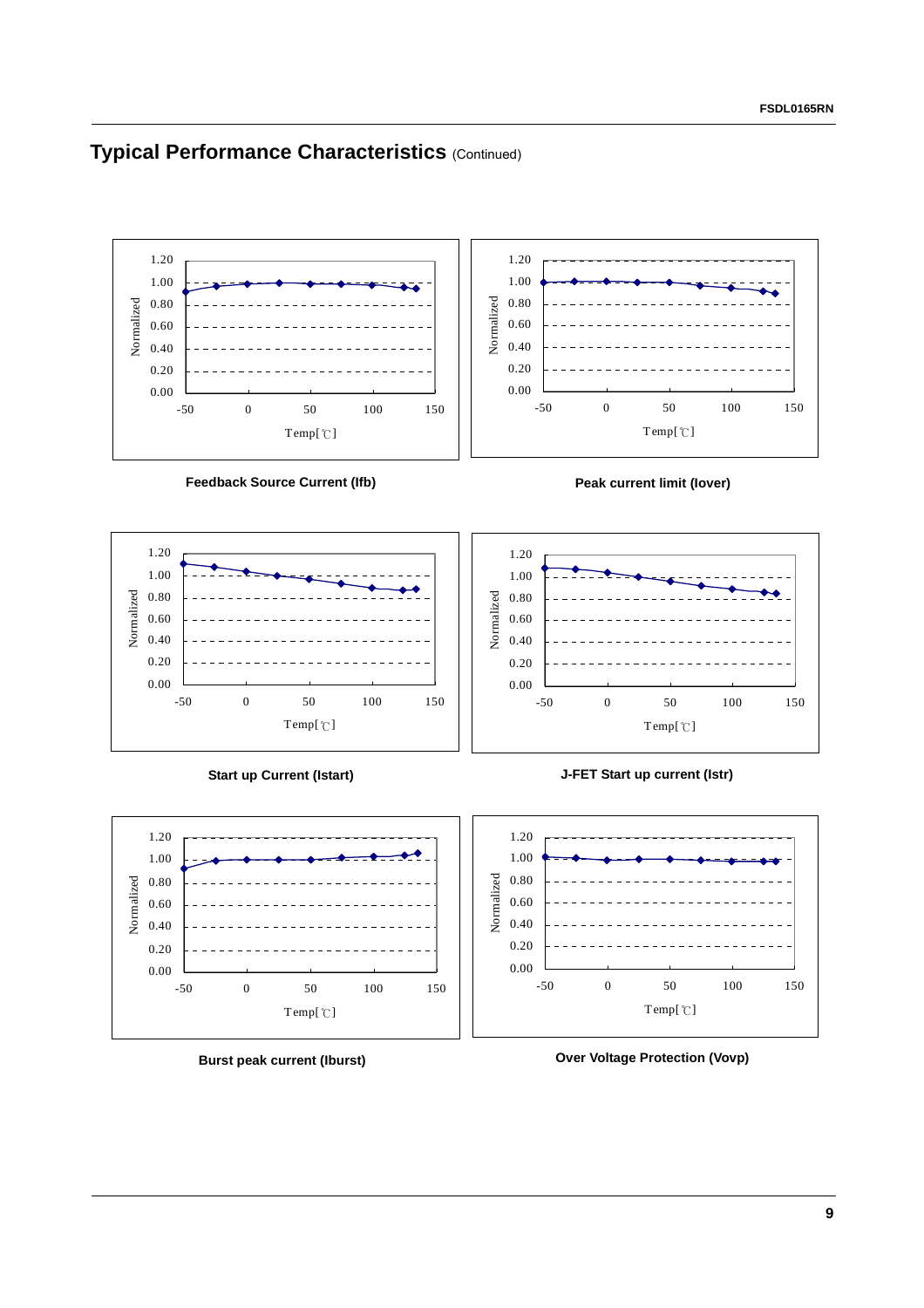## Typical Performance Characteristics (Continued)

Feedback Source Current (Ifb)

Peak current limit (Iover)

Start up Current (Istart)

J-FET Start up current (Istr)

Burst peak current (Iburst)

Over Voltage Protection (Vovp)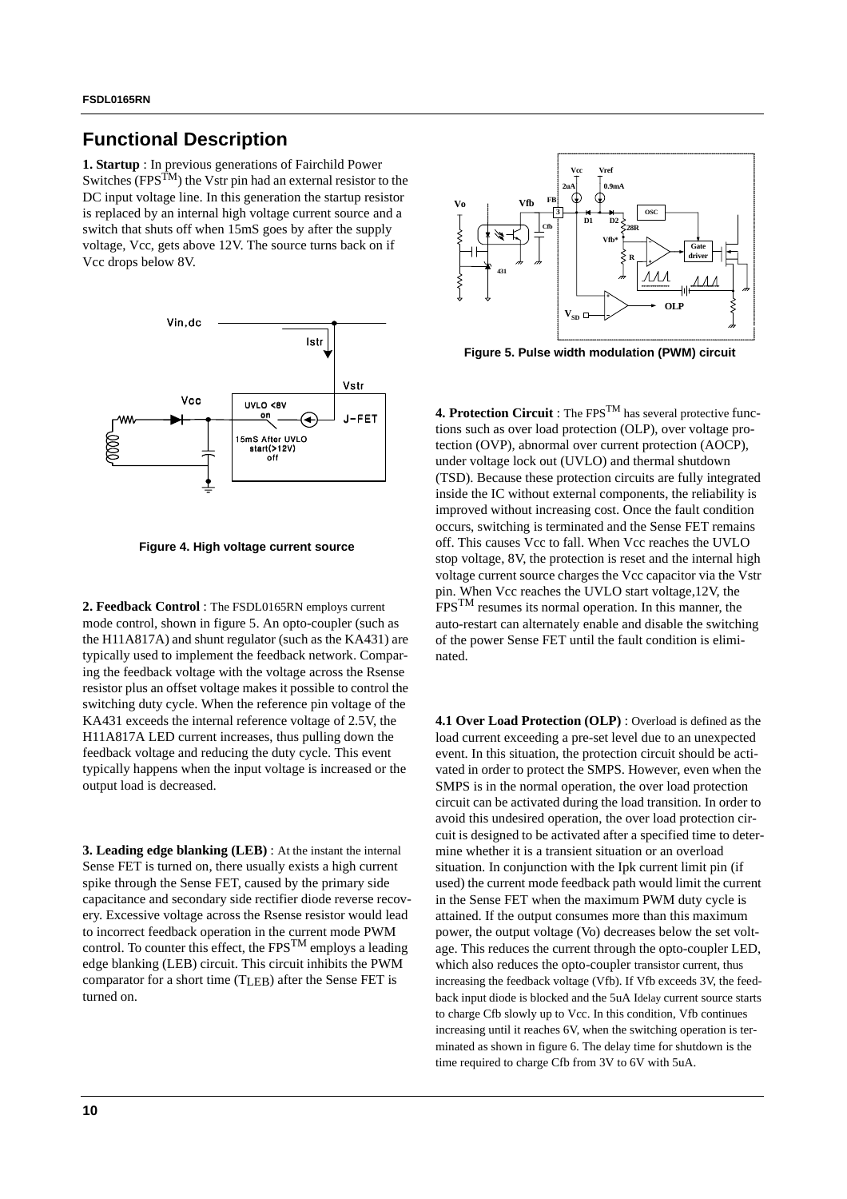## Functional Description

**1. Startup** : In previous generations of Fairchild Power Switches (FPS$^{TM}$) the Vstr pin had an external resistor to the DC input voltage line. In this generation the startup resistor is replaced by an internal high voltage current source and a switch that shuts off when 15mS goes by after the supply voltage, Vcc, gets above 12V. The source turns back on if Vcc drops below 8V.

Figure 4. High voltage current source

**2. Feedback Control** : The FSDL0165RN employs current mode control, shown in figure 5. An opto-coupler (such as the H11A817A) and shunt regulator (such as the KA431) are typically used to implement the feedback network. Comparing the feedback voltage with the voltage across the Rsense resistor plus an offset voltage makes it possible to control the switching duty cycle. When the reference pin voltage of the KA431 exceeds the internal reference voltage of 2.5V, the H11A817A LED current increases, thus pulling down the feedback voltage and reducing the duty cycle. This event typically happens when the input voltage is increased or the output load is decreased.

**3. Leading edge blanking (LEB)** : At the instant the internal Sense FET is turned on, there usually exists a high current spike through the Sense FET, caused by the primary side capacitance and secondary side rectifier diode reverse recovery. Excessive voltage across the Rsense resistor would lead to incorrect feedback operation in the current mode PWM control. To counter this effect, the FPS$^{TM}$ employs a leading edge blanking (LEB) circuit. This circuit inhibits the PWM comparator for a short time ($T_{LEB}$) after the Sense FET is turned on.

Figure 5. Pulse width modulation (PWM) circuit

**4. Protection Circuit** : The FPS$^{TM}$ has several protective functions such as over load protection (OLP), over voltage protection (OVP), abnormal over current protection (AOCP), under voltage lock out (UVLO) and thermal shutdown (TSD). Because these protection circuits are fully integrated inside the IC without external components, the reliability is improved without increasing cost. Once the fault condition occurs, switching is terminated and the Sense FET remains off. This causes Vcc to fall. When Vcc reaches the UVLO stop voltage, 8V, the protection is reset and the internal high voltage current source charges the Vcc capacitor via the Vstr pin. When Vcc reaches the UVLO start voltage,12V, the FPS$^{TM}$ resumes its normal operation. In this manner, the auto-restart can alternately enable and disable the switching of the power Sense FET until the fault condition is eliminated.

**4.1 Over Load Protection (OLP)** : Overload is defined as the load current exceeding a pre-set level due to an unexpected event. In this situation, the protection circuit should be activated in order to protect the SMPS. However, even when the SMPS is in the normal operation, the over load protection circuit can be activated during the load transition. In order to avoid this undesired operation, the over load protection circuit is designed to be activated after a specified time to determine whether it is a transient situation or an overload situation. In conjunction with the Ipk current limit pin (if used) the current mode feedback path would limit the current in the Sense FET when the maximum PWM duty cycle is attained. If the output consumes more than this maximum power, the output voltage (Vo) decreases below the set voltage. This reduces the current through the opto-coupler LED, which also reduces the opto-coupler transistor current, thus increasing the feedback voltage (Vfb). If Vfb exceeds 3V, the feedback input diode is blocked and the 5uA Idelay current source starts to charge Cfb slowly up to Vcc. In this condition, Vfb continues increasing until it reaches 6V, when the switching operation is terminated as shown in figure 6. The delay time for shutdown is the time required to charge Cfb from 3V to 6V with 5uA.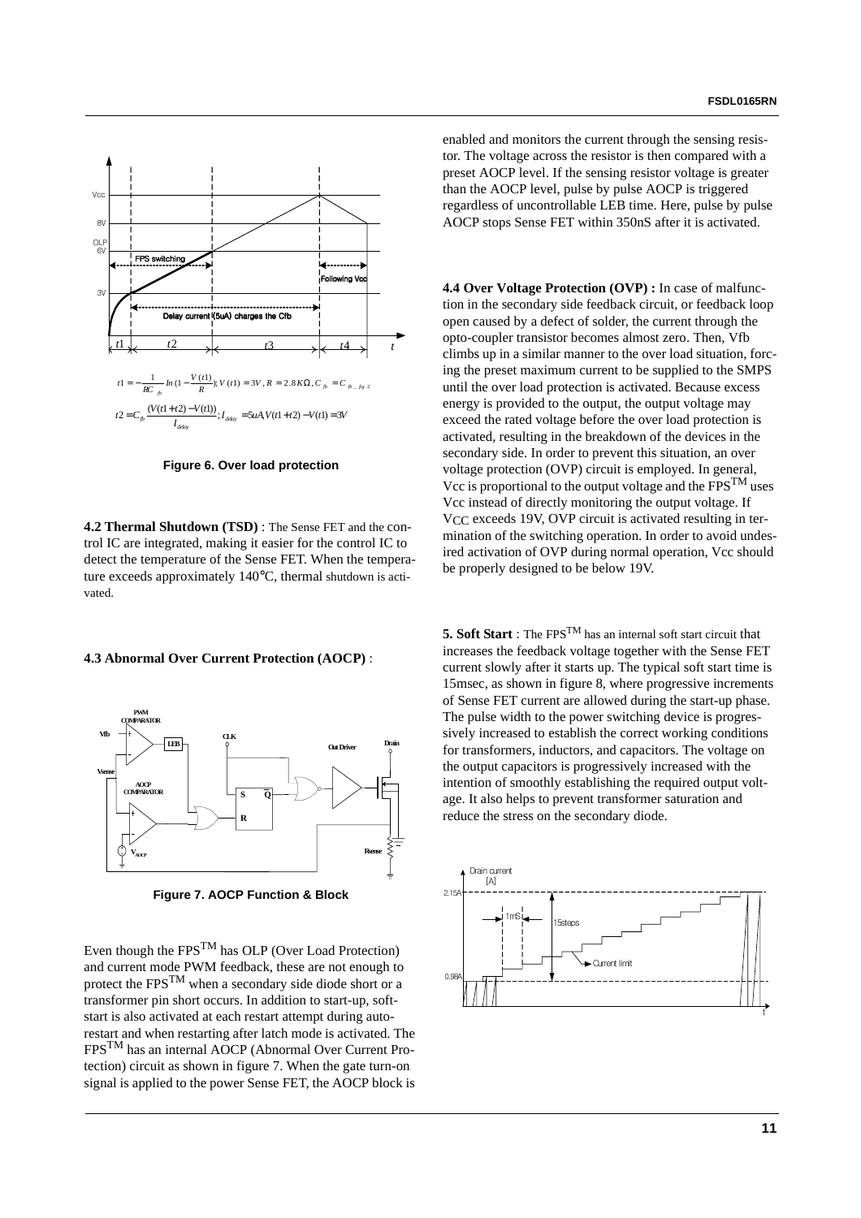$$t1 = -\frac{1}{RC_{fb}} ln(1 - \frac{V(t1)}{R}); V(t1) = 3V, R = 2.8K\Omega, C_{fb} = C_{fb\_fig.2}$$

$$t2 = C_{fb} \frac{(V(t1+t2) - V(t1))}{I_{delay}}; I_{delay} = 5uA, V(t1+t2) - V(t1) = 3V$$

**Figure 6. Over load protection**

**4.2 Thermal Shutdown (TSD)** : The Sense FET and the control IC are integrated, making it easier for the control IC to detect the temperature of the Sense FET. When the temperature exceeds approximately 140°C, thermal shutdown is activated.

**4.3 Abnormal Over Current Protection (AOCP)** :

**Figure 7. AOCP Function & Block**

Even though the FPS™ has OLP (Over Load Protection) and current mode PWM feedback, these are not enough to protect the FPS™ when a secondary side diode short or a transformer pin short occurs. In addition to start-up, soft-start is also activated at each restart attempt during auto-restart and when restarting after latch mode is activated. The FPS™ has an internal AOCP (Abnormal Over Current Protection) circuit as shown in figure 7. When the gate turn-on signal is applied to the power Sense FET, the AOCP block is enabled and monitors the current through the sensing resistor. The voltage across the resistor is then compared with a preset AOCP level. If the sensing resistor voltage is greater than the AOCP level, pulse by pulse AOCP is triggered regardless of uncontrollable LEB time. Here, pulse by pulse AOCP stops Sense FET within 350nS after it is activated.

**4.4 Over Voltage Protection (OVP) :** In case of malfunction in the secondary side feedback circuit, or feedback loop open caused by a defect of solder, the current through the opto-coupler transistor becomes almost zero. Then, Vfb climbs up in a similar manner to the over load situation, forcing the preset maximum current to be supplied to the SMPS until the over load protection is activated. Because excess energy is provided to the output, the output voltage may exceed the rated voltage before the over load protection is activated, resulting in the breakdown of the devices in the secondary side. In order to prevent this situation, an over voltage protection (OVP) circuit is employed. In general, Vcc is proportional to the output voltage and the FPS™ uses Vcc instead of directly monitoring the output voltage. If $V_{CC}$ exceeds 19V, OVP circuit is activated resulting in termination of the switching operation. In order to avoid undesired activation of OVP during normal operation, Vcc should be properly designed to be below 19V.

**5. Soft Start** : The FPS™ has an internal soft start circuit that increases the feedback voltage together with the Sense FET current slowly after it starts up. The typical soft start time is 15msec, as shown in figure 8, where progressive increments of Sense FET current are allowed during the start-up phase. The pulse width to the power switching device is progressively increased to establish the correct working conditions for transformers, inductors, and capacitors. The voltage on the output capacitors is progressively increased with the intention of smoothly establishing the required output voltage. It also helps to prevent transformer saturation and reduce the stress on the secondary diode.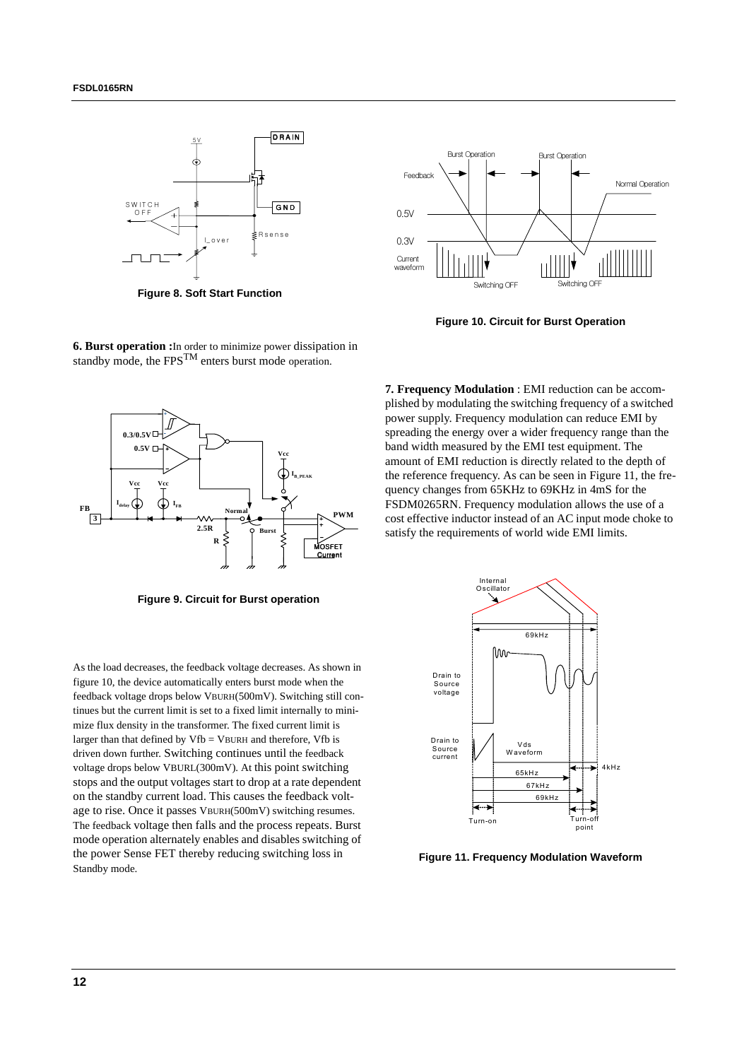Figure 8. Soft Start Function

Figure 10. Circuit for Burst Operation

**6. Burst operation :** In order to minimize power dissipation in standby mode, the FPS™ enters burst mode operation.

Figure 9. Circuit for Burst operation

As the load decreases, the feedback voltage decreases. As shown in figure 10, the device automatically enters burst mode when the feedback voltage drops below $V_{BURH}$(500mV). Switching still continues but the current limit is set to a fixed limit internally to minimize flux density in the transformer. The fixed current limit is larger than that defined by $V_{fb}$ = $V_{BURH}$ and therefore, $V_{fb}$ is driven down further. Switching continues until the feedback voltage drops below $V_{BURL}$(300mV). At this point switching stops and the output voltages start to drop at a rate dependent on the standby current load. This causes the feedback voltage to rise. Once it passes $V_{BURH}$(500mV) switching resumes. The feedback voltage then falls and the process repeats. Burst mode operation alternately enables and disables switching of the power Sense FET thereby reducing switching loss in Standby mode.

**7. Frequency Modulation** : EMI reduction can be accomplished by modulating the switching frequency of a switched power supply. Frequency modulation can reduce EMI by spreading the energy over a wider frequency range than the band width measured by the EMI test equipment. The amount of EMI reduction is directly related to the depth of the reference frequency. As can be seen in Figure 11, the frequency changes from 65KHz to 69KHz in 4mS for the FSDM0265RN. Frequency modulation allows the use of a cost effective inductor instead of an AC input mode choke to satisfy the requirements of world wide EMI limits.

Figure 11. Frequency Modulation Waveform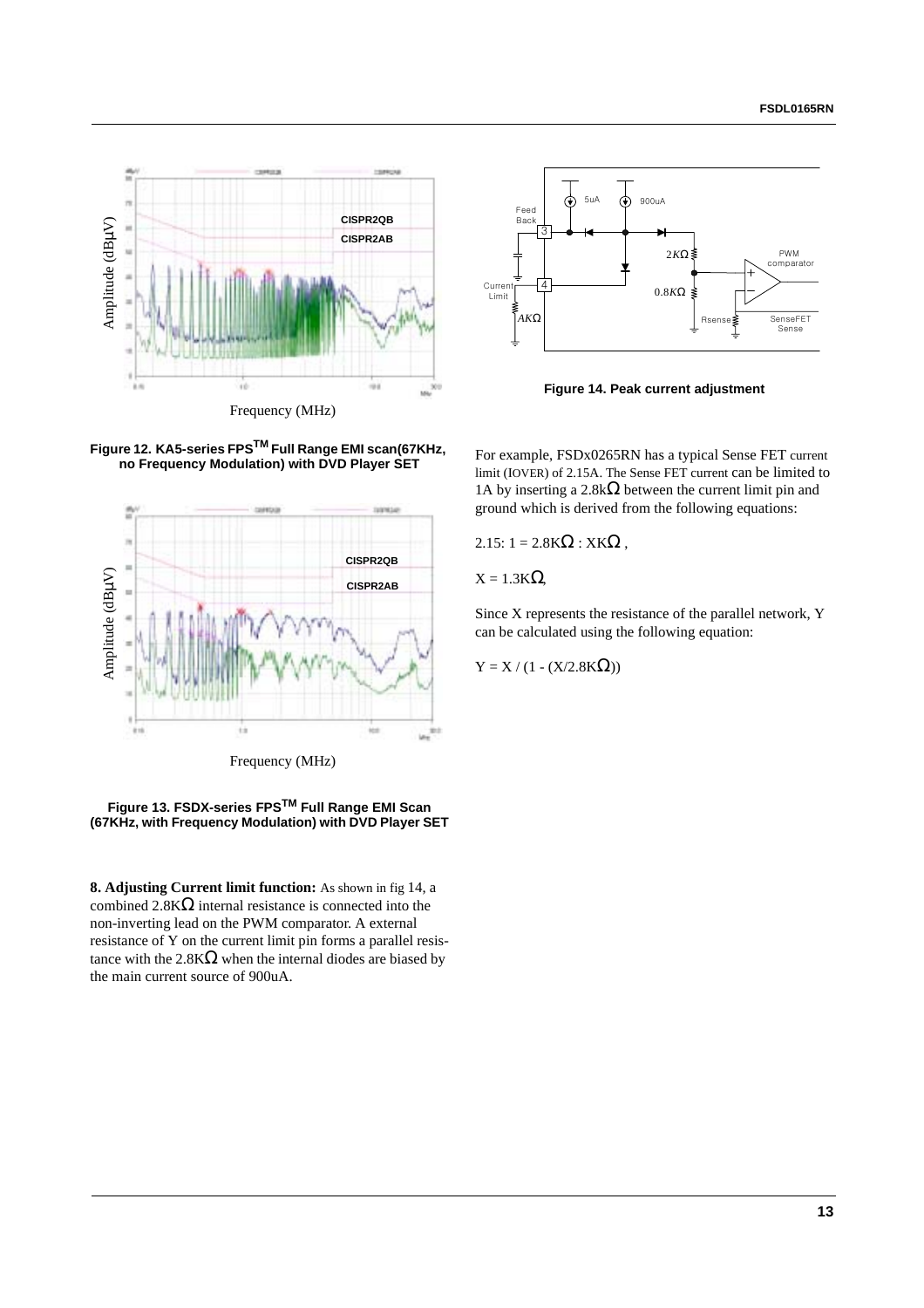Figure 12. KA5-series FPS™ Full Range EMI scan(67KHz, no Frequency Modulation) with DVD Player SET

Figure 13. FSDX-series FPS™ Full Range EMI Scan (67KHz, with Frequency Modulation) with DVD Player SET

**8. Adjusting Current limit function:** As shown in fig 14, a combined 2.8KΩ internal resistance is connected into the non-inverting lead on the PWM comparator. A external resistance of Y on the current limit pin forms a parallel resistance with the 2.8KΩ when the internal diodes are biased by the main current source of 900uA.

Figure 14. Peak current adjustment

For example, FSDx0265RN has a typical Sense FET current limit (IOVER) of 2.15A. The Sense FET current can be limited to 1A by inserting a 2.8kΩ between the current limit pin and ground which is derived from the following equations:

2.15: 1 = 2.8KΩ : XKΩ ,

X = 1.3KΩ,

Since X represents the resistance of the parallel network, Y can be calculated using the following equation:

Y = X / (1 - (X/2.8KΩ))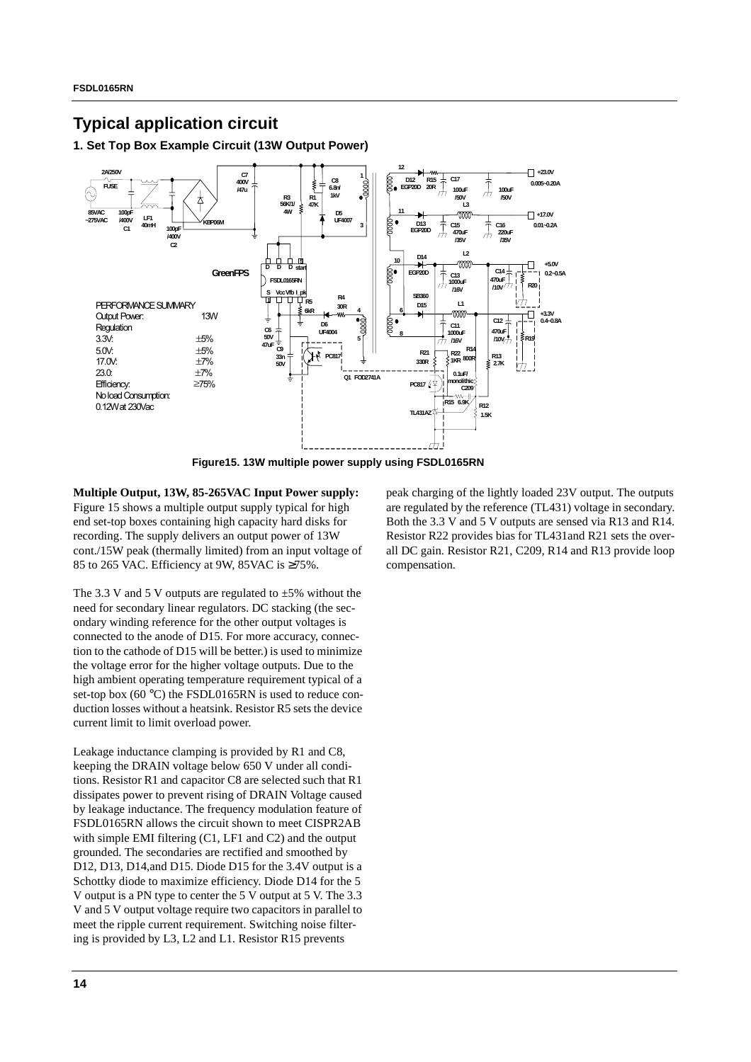## Typical application circuit

### 1. Set Top Box Example Circuit (13W Output Power)

PERFORMANCE SUMMARY

| | |
|---|---|
| Output Power: | 13W |
| Regulation | |
| 3.3V: | ±5% |
| 5.0V: | ±5% |
| 17.0V: | ±7% |
| 23.0: | ±7% |
| Efficiency: | ≥75% |
| No load Consumption: | |
| 0.12W at 230Vac | |

Figure15. 13W multiple power supply using FSDL0165RN

**Multiple Output, 13W, 85-265VAC Input Power supply:** Figure 15 shows a multiple output supply typical for high end set-top boxes containing high capacity hard disks for recording. The supply delivers an output power of 13W cont./15W peak (thermally limited) from an input voltage of 85 to 265 VAC. Efficiency at 9W, 85VAC is ≥75%.

The 3.3 V and 5 V outputs are regulated to ±5% without the need for secondary linear regulators. DC stacking (the secondary winding reference for the other output voltages is connected to the anode of D15. For more accuracy, connection to the cathode of D15 will be better.) is used to minimize the voltage error for the higher voltage outputs. Due to the high ambient operating temperature requirement typical of a set-top box (60 °C) the FSDL0165RN is used to reduce conduction losses without a heatsink. Resistor R5 sets the device current limit to limit overload power.

Leakage inductance clamping is provided by R1 and C8, keeping the DRAIN voltage below 650 V under all conditions. Resistor R1 and capacitor C8 are selected such that R1 dissipates power to prevent rising of DRAIN Voltage caused by leakage inductance. The frequency modulation feature of FSDL0165RN allows the circuit shown to meet CISPR2AB with simple EMI filtering (C1, LF1 and C2) and the output grounded. The secondaries are rectified and smoothed by D12, D13, D14,and D15. Diode D15 for the 3.4V output is a Schottky diode to maximize efficiency. Diode D14 for the 5 V output is a PN type to center the 5 V output at 5 V. The 3.3 V and 5 V output voltage require two capacitors in parallel to meet the ripple current requirement. Switching noise filtering is provided by L3, L2 and L1. Resistor R15 prevents peak charging of the lightly loaded 23V output. The outputs are regulated by the reference (TL431) voltage in secondary. Both the 3.3 V and 5 V outputs are sensed via R13 and R14. Resistor R22 provides bias for TL431and R21 sets the overall DC gain. Resistor R21, C209, R14 and R13 provide loop compensation.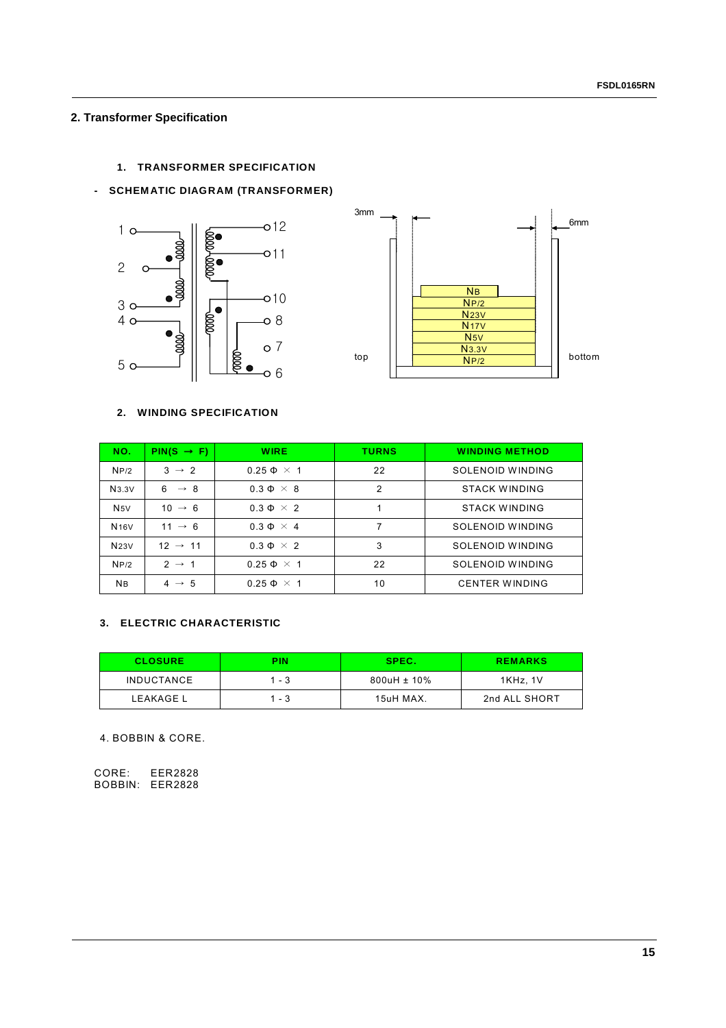## 2. Transformer Specification

### 1. TRANSFORMER SPECIFICATION

- SCHEMATIC DIAGRAM (TRANSFORMER)

### 2. WINDING SPECIFICATION

| NO. | PIN(S → F) | WIRE | TURNS | WINDING METHOD |
|---|---|---|---|---|
| $N_{P/2}$ | 3 → 2 | 0.25 Φ × 1 | 22 | SOLENOID WINDING |
| $N_{3.3V}$ | 6 → 8 | 0.3 Φ × 8 | 2 | STACK WINDING |
| $N_{5V}$ | 10 → 6 | 0.3 Φ × 2 | 1 | STACK WINDING |
| $N_{16V}$ | 11 → 6 | 0.3 Φ × 4 | 7 | SOLENOID WINDING |
| $N_{23V}$ | 12 → 11 | 0.3 Φ × 2 | 3 | SOLENOID WINDING |
| $N_{P/2}$ | 2 → 1 | 0.25 Φ × 1 | 22 | SOLENOID WINDING |
| $N_B$ | 4 → 5 | 0.25 Φ × 1 | 10 | CENTER WINDING |

### 3. ELECTRIC CHARACTERISTIC

| CLOSURE | PIN | SPEC. | REMARKS |
|---|---|---|---|
| INDUCTANCE | 1 - 3 | 800uH ± 10% | 1KHz, 1V |
| LEAKAGE L | 1 - 3 | 15uH MAX. | 2nd ALL SHORT |

4. BOBBIN & CORE.

CORE: EER2828
BOBBIN: EER2828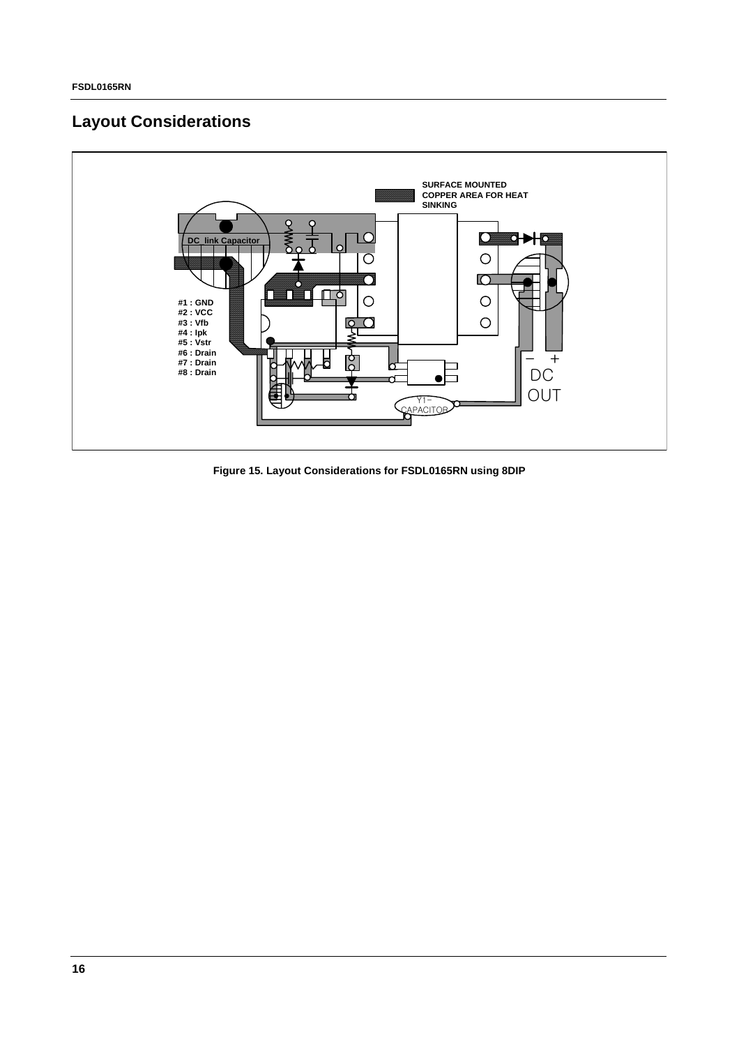## Layout Considerations

SURFACE MOUNTED COPPER AREA FOR HEAT SINKING

DC_link Capacitor

#1 : GND
#2 : VCC
#3 : Vfb
#4 : Ipk
#5 : Vstr
#6 : Drain
#7 : Drain
#8 : Drain

Y1-CAPACITOR

− + DC OUT

**Figure 15. Layout Considerations for FSDL0165RN using 8DIP**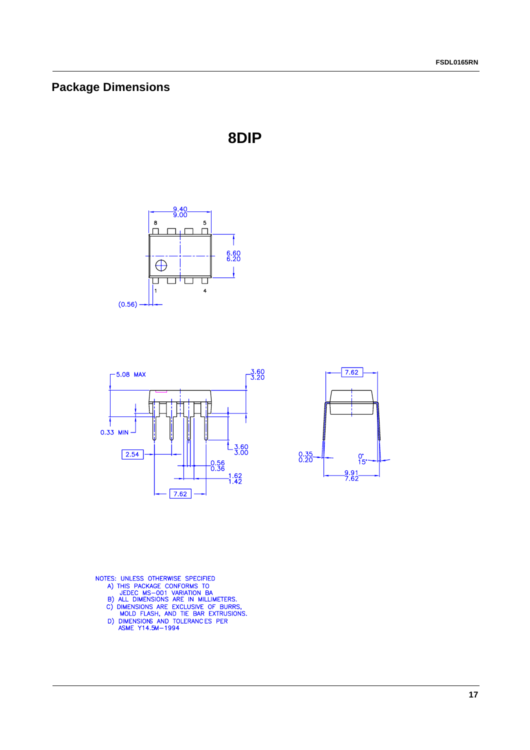## Package Dimensions

**8DIP**

NOTES: UNLESS OTHERWISE SPECIFIED

A) THIS PACKAGE CONFORMS TO JEDEC MS-001 VARIATION BA

B) ALL DIMENSIONS ARE IN MILLIMETERS.

C) DIMENSIONS ARE EXCLUSIVE OF BURRS, MOLD FLASH, AND TIE BAR EXTRUSIONS.

D) DIMENSIONS AND TOLERANCES PER ASME Y14.5M-1994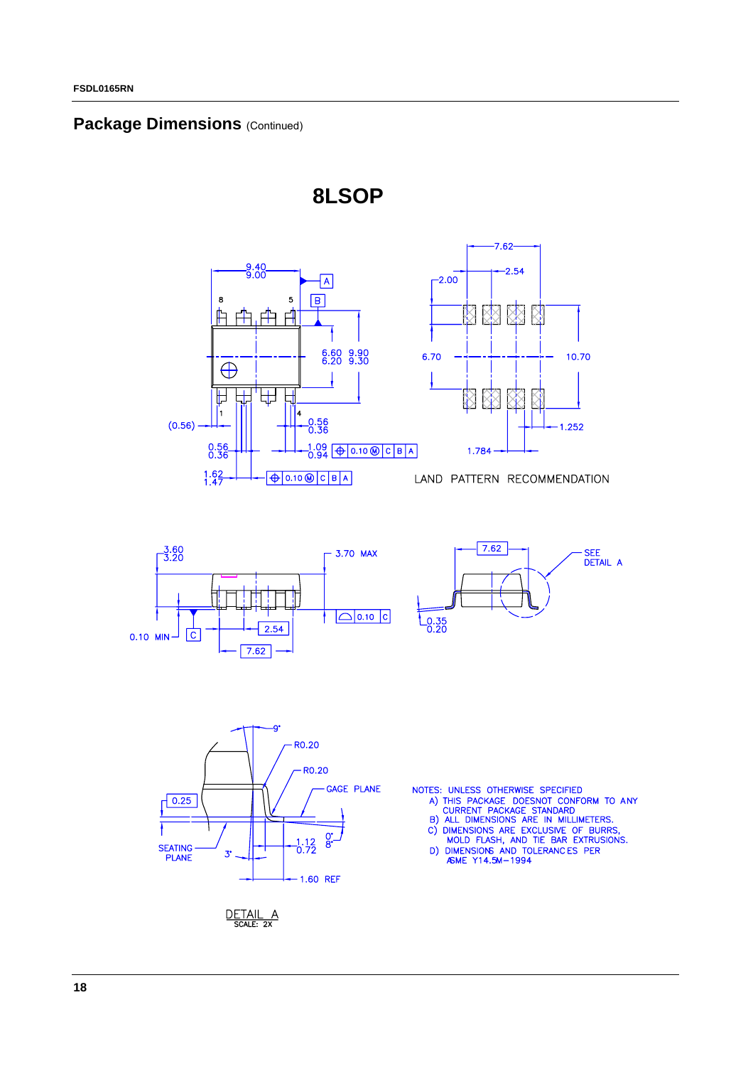## Package Dimensions (Continued)

# 8LSOP

LAND PATTERN RECOMMENDATION

DETAIL A
SCALE: 2X

NOTES: UNLESS OTHERWISE SPECIFIED

A) THIS PACKAGE DOESNOT CONFORM TO ANY CURRENT PACKAGE STANDARD

B) ALL DIMENSIONS ARE IN MILLIMETERS.

C) DIMENSIONS ARE EXCLUSIVE OF BURRS, MOLD FLASH, AND TIE BAR EXTRUSIONS.

D) DIMENSIONS AND TOLERANCES PER ASME Y14.5M−1994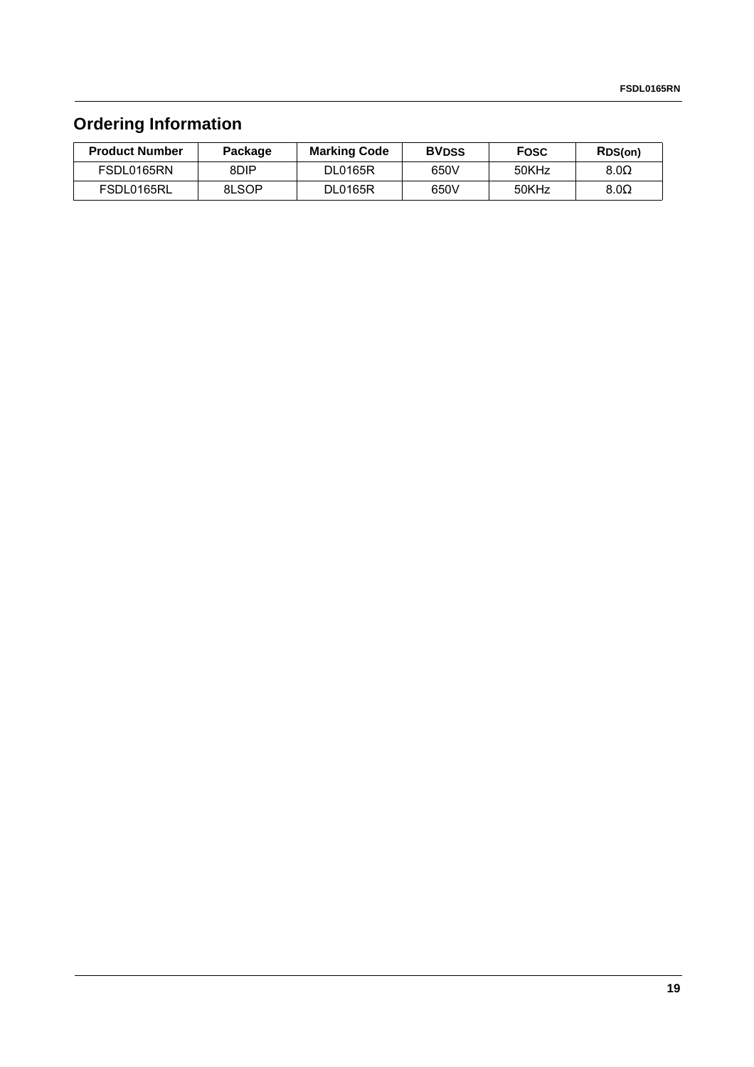## Ordering Information

| Product Number | Package | Marking Code | $BV_{DSS}$ | $F_{OSC}$ | $R_{DS(on)}$ |
|---|---|---|---|---|---|
| FSDL0165RN | 8DIP | DL0165R | 650V | 50KHz | 8.0Ω |
| FSDL0165RL | 8LSOP | DL0165R | 650V | 50KHz | 8.0Ω |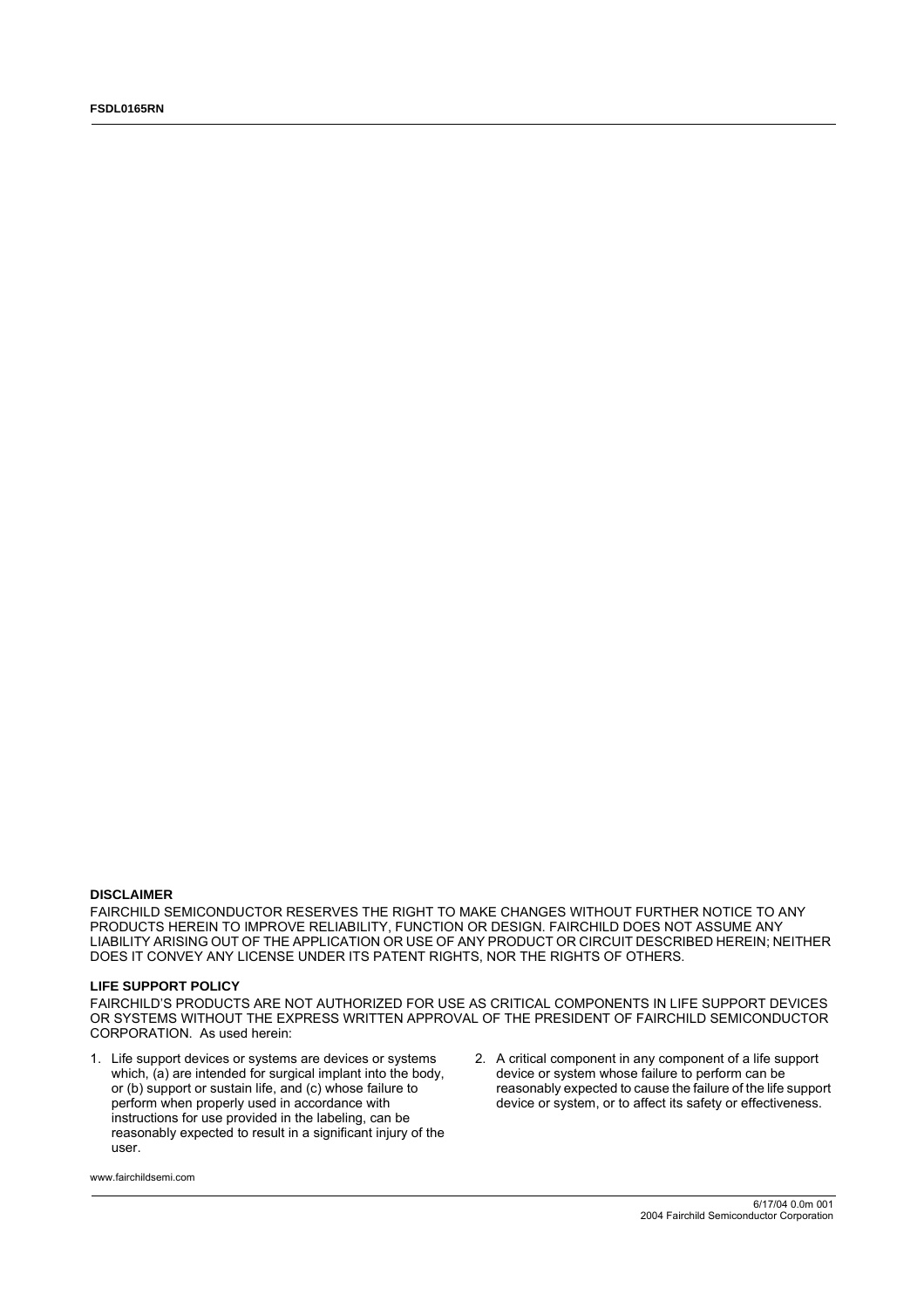**DISCLAIMER**

FAIRCHILD SEMICONDUCTOR RESERVES THE RIGHT TO MAKE CHANGES WITHOUT FURTHER NOTICE TO ANY PRODUCTS HEREIN TO IMPROVE RELIABILITY, FUNCTION OR DESIGN. FAIRCHILD DOES NOT ASSUME ANY LIABILITY ARISING OUT OF THE APPLICATION OR USE OF ANY PRODUCT OR CIRCUIT DESCRIBED HEREIN; NEITHER DOES IT CONVEY ANY LICENSE UNDER ITS PATENT RIGHTS, NOR THE RIGHTS OF OTHERS.

**LIFE SUPPORT POLICY**

FAIRCHILD'S PRODUCTS ARE NOT AUTHORIZED FOR USE AS CRITICAL COMPONENTS IN LIFE SUPPORT DEVICES OR SYSTEMS WITHOUT THE EXPRESS WRITTEN APPROVAL OF THE PRESIDENT OF FAIRCHILD SEMICONDUCTOR CORPORATION. As used herein:

1. Life support devices or systems are devices or systems which, (a) are intended for surgical implant into the body, or (b) support or sustain life, and (c) whose failure to perform when properly used in accordance with instructions for use provided in the labeling, can be reasonably expected to result in a significant injury of the user.
2. A critical component in any component of a life support device or system whose failure to perform can be reasonably expected to cause the failure of the life support device or system, or to affect its safety or effectiveness.

www.fairchildsemi.com

6/17/04 0.0m 001
2004 Fairchild Semiconductor Corporation